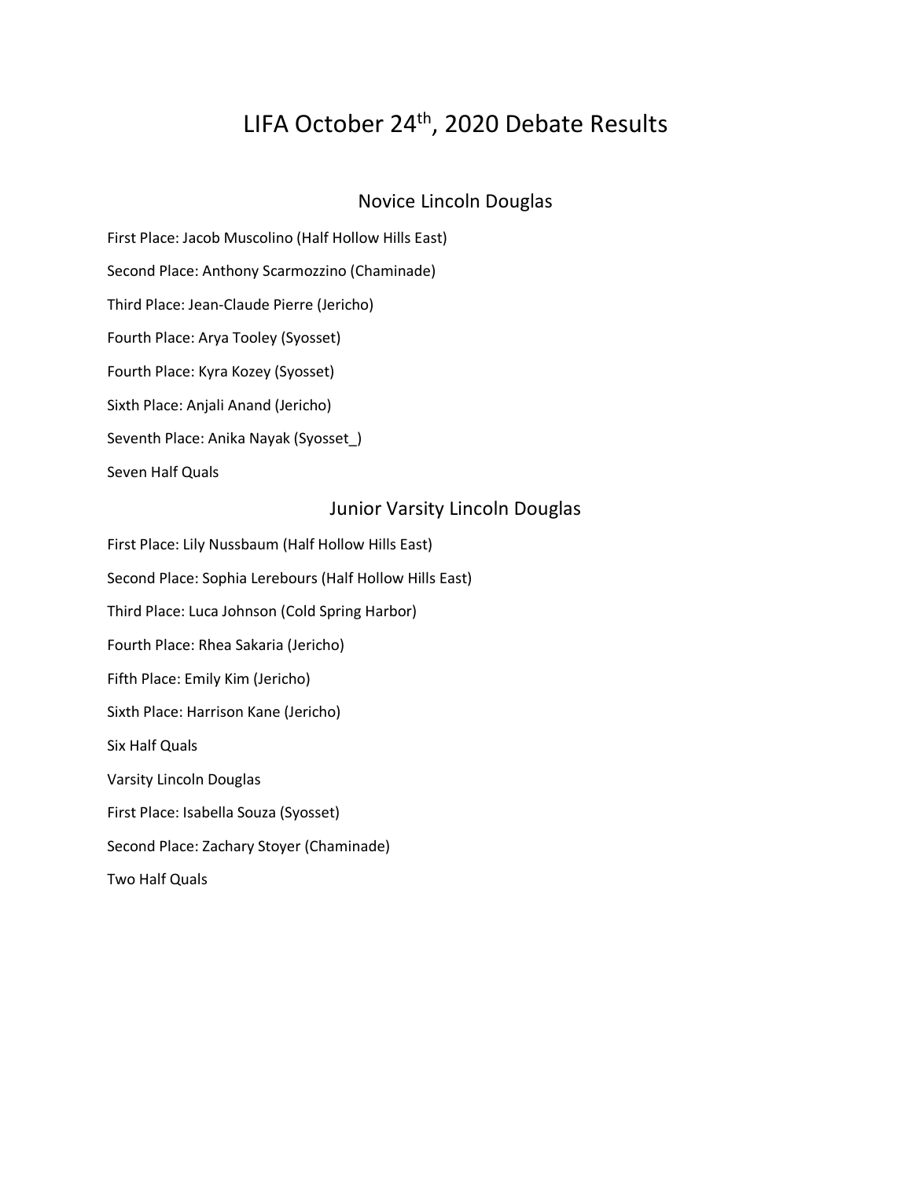# LIFA October 24th, 2020 Debate Results

## Novice Lincoln Douglas

First Place: Jacob Muscolino (Half Hollow Hills East)

Second Place: Anthony Scarmozzino (Chaminade)

Third Place: Jean-Claude Pierre (Jericho)

Fourth Place: Arya Tooley (Syosset)

Fourth Place: Kyra Kozey (Syosset)

Sixth Place: Anjali Anand (Jericho)

Seventh Place: Anika Nayak (Syosset_)

Seven Half Quals

## Junior Varsity Lincoln Douglas

First Place: Lily Nussbaum (Half Hollow Hills East)

Second Place: Sophia Lerebours (Half Hollow Hills East)

Third Place: Luca Johnson (Cold Spring Harbor)

Fourth Place: Rhea Sakaria (Jericho)

Fifth Place: Emily Kim (Jericho)

Sixth Place: Harrison Kane (Jericho)

Six Half Quals

Varsity Lincoln Douglas

First Place: Isabella Souza (Syosset)

Second Place: Zachary Stoyer (Chaminade)

Two Half Quals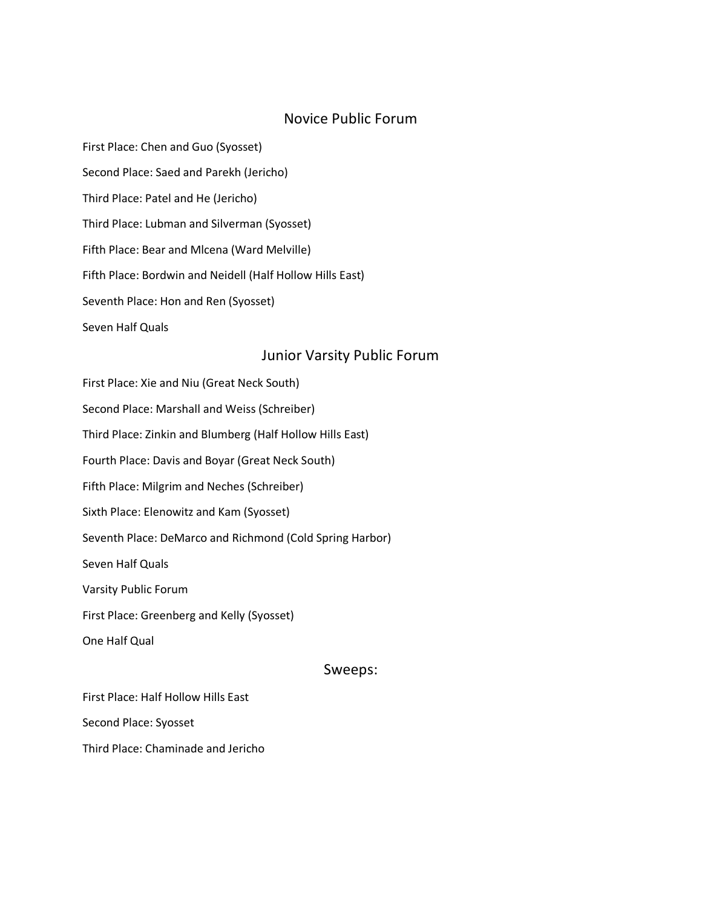## Novice Public Forum

First Place: Chen and Guo (Syosset)

Second Place: Saed and Parekh (Jericho)

Third Place: Patel and He (Jericho)

Third Place: Lubman and Silverman (Syosset)

Fifth Place: Bear and Mlcena (Ward Melville)

Fifth Place: Bordwin and Neidell (Half Hollow Hills East)

Seventh Place: Hon and Ren (Syosset)

Seven Half Quals

## Junior Varsity Public Forum

First Place: Xie and Niu (Great Neck South)

Second Place: Marshall and Weiss (Schreiber)

Third Place: Zinkin and Blumberg (Half Hollow Hills East)

Fourth Place: Davis and Boyar (Great Neck South)

Fifth Place: Milgrim and Neches (Schreiber)

Sixth Place: Elenowitz and Kam (Syosset)

Seventh Place: DeMarco and Richmond (Cold Spring Harbor)

Seven Half Quals

Varsity Public Forum

First Place: Greenberg and Kelly (Syosset)

One Half Qual

## Sweeps:

First Place: Half Hollow Hills East

Second Place: Syosset

Third Place: Chaminade and Jericho